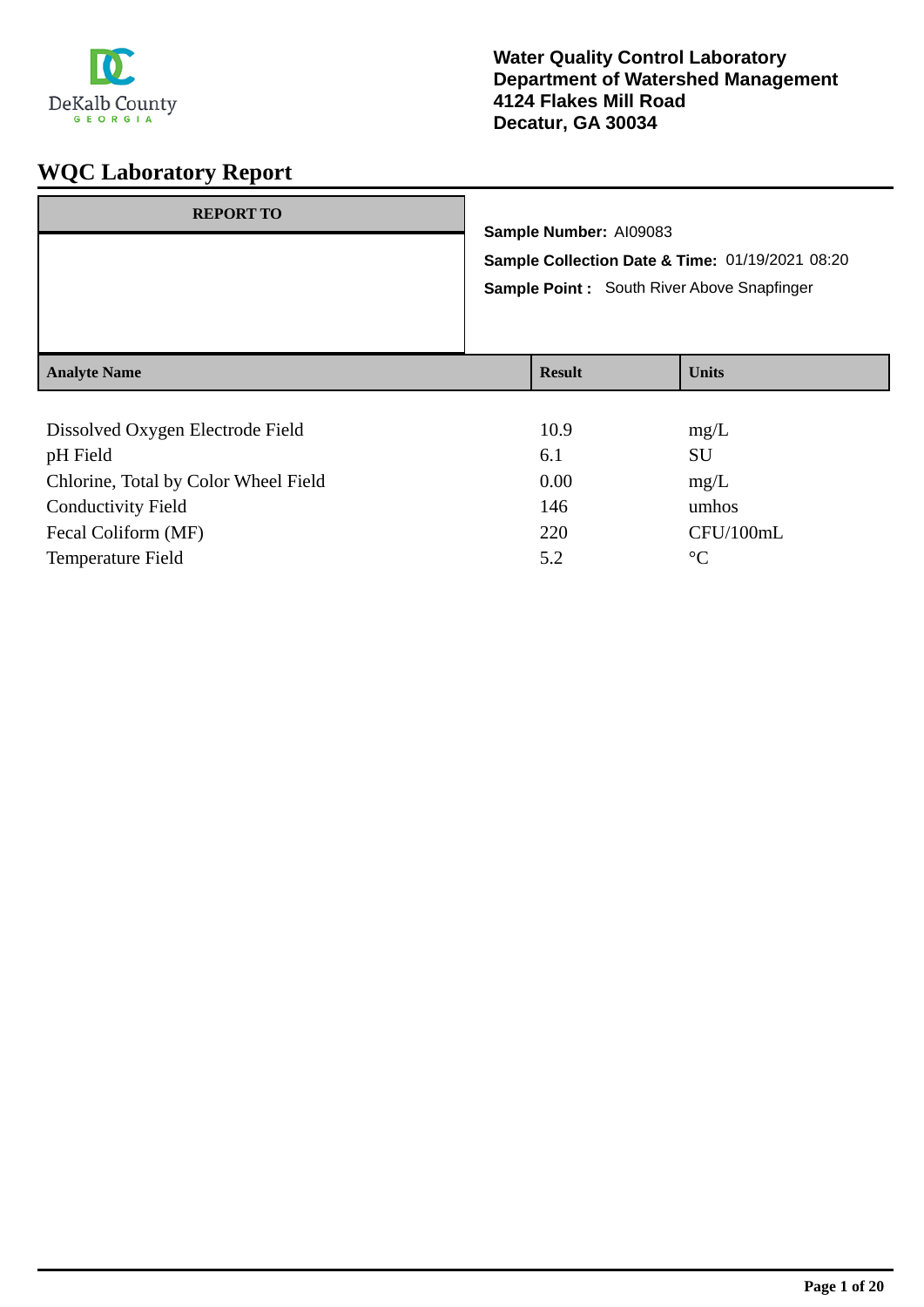**Water Quality Control Laboratory**
**Department of Watershed Management**
**4124 Flakes Mill Road**
**Decatur, GA 30034**

# WQC Laboratory Report

| REPORT TO |
|---|
| |

**Sample Number:** AI09083

**Sample Collection Date & Time:** 01/19/2021 08:20

**Sample Point :** South River Above Snapfinger

| Analyte Name | Result | Units |
|---|---|---|
| Dissolved Oxygen Electrode Field | 10.9 | mg/L |
| pH Field | 6.1 | SU |
| Chlorine, Total by Color Wheel Field | 0.00 | mg/L |
| Conductivity Field | 146 | umhos |
| Fecal Coliform (MF) | 220 | CFU/100mL |
| Temperature Field | 5.2 | °C |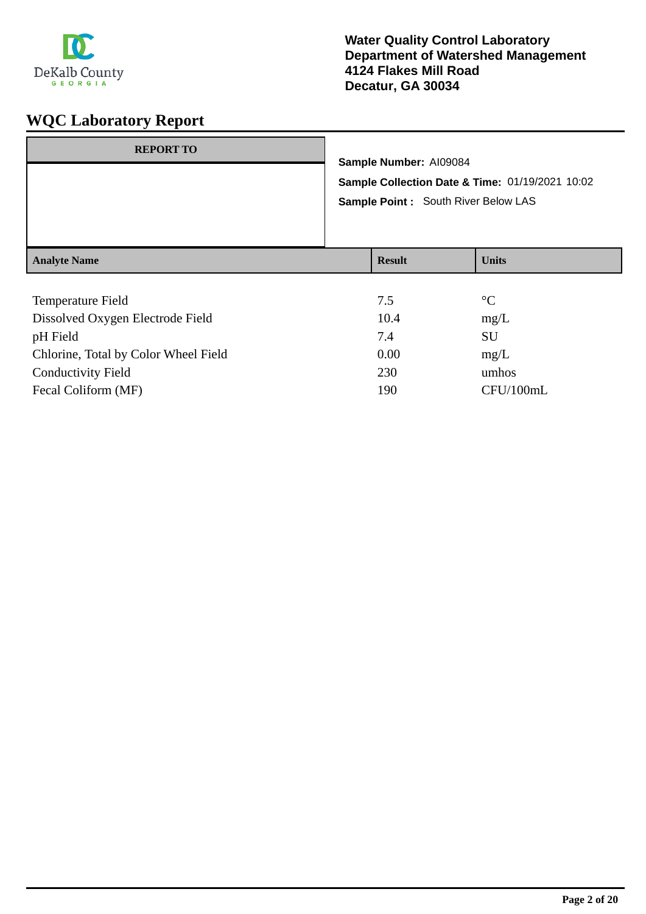DeKalb County GEORGIA

**Water Quality Control Laboratory**
**Department of Watershed Management**
**4124 Flakes Mill Road**
**Decatur, GA 30034**

# WQC Laboratory Report

| REPORT TO |
| --- |
| |

**Sample Number:** AI09084

**Sample Collection Date & Time:** 01/19/2021 10:02

**Sample Point :** South River Below LAS

| Analyte Name | Result | Units |
| --- | --- | --- |
| Temperature Field | 7.5 | °C |
| Dissolved Oxygen Electrode Field | 10.4 | mg/L |
| pH Field | 7.4 | SU |
| Chlorine, Total by Color Wheel Field | 0.00 | mg/L |
| Conductivity Field | 230 | umhos |
| Fecal Coliform (MF) | 190 | CFU/100mL |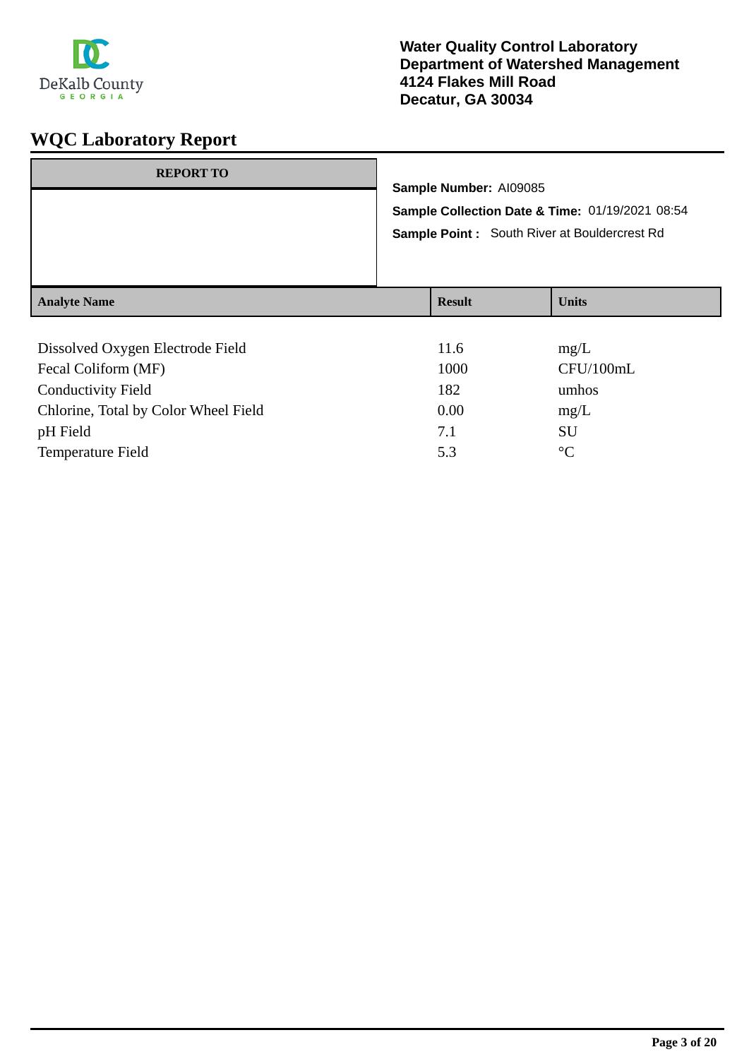**Water Quality Control Laboratory**
**Department of Watershed Management**
**4124 Flakes Mill Road**
**Decatur, GA 30034**

# WQC Laboratory Report

| REPORT TO |
| --- |
| |

**Sample Number:** AI09085

**Sample Collection Date & Time:** 01/19/2021 08:54

**Sample Point :** South River at Bouldercrest Rd

| Analyte Name | Result | Units |
| --- | --- | --- |
| Dissolved Oxygen Electrode Field | 11.6 | mg/L |
| Fecal Coliform (MF) | 1000 | CFU/100mL |
| Conductivity Field | 182 | umhos |
| Chlorine, Total by Color Wheel Field | 0.00 | mg/L |
| pH Field | 7.1 | SU |
| Temperature Field | 5.3 | °C |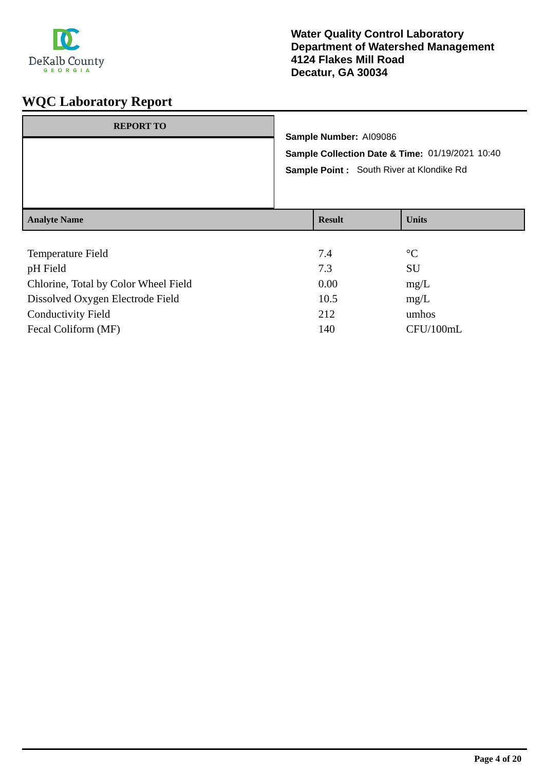**Water Quality Control Laboratory**
**Department of Watershed Management**
**4124 Flakes Mill Road**
**Decatur, GA 30034**

# WQC Laboratory Report

| REPORT TO |
|---|
| |

**Sample Number:** AI09086

**Sample Collection Date & Time:** 01/19/2021 10:40

**Sample Point :** South River at Klondike Rd

| Analyte Name | Result | Units |
|---|---|---|
| Temperature Field | 7.4 | °C |
| pH Field | 7.3 | SU |
| Chlorine, Total by Color Wheel Field | 0.00 | mg/L |
| Dissolved Oxygen Electrode Field | 10.5 | mg/L |
| Conductivity Field | 212 | umhos |
| Fecal Coliform (MF) | 140 | CFU/100mL |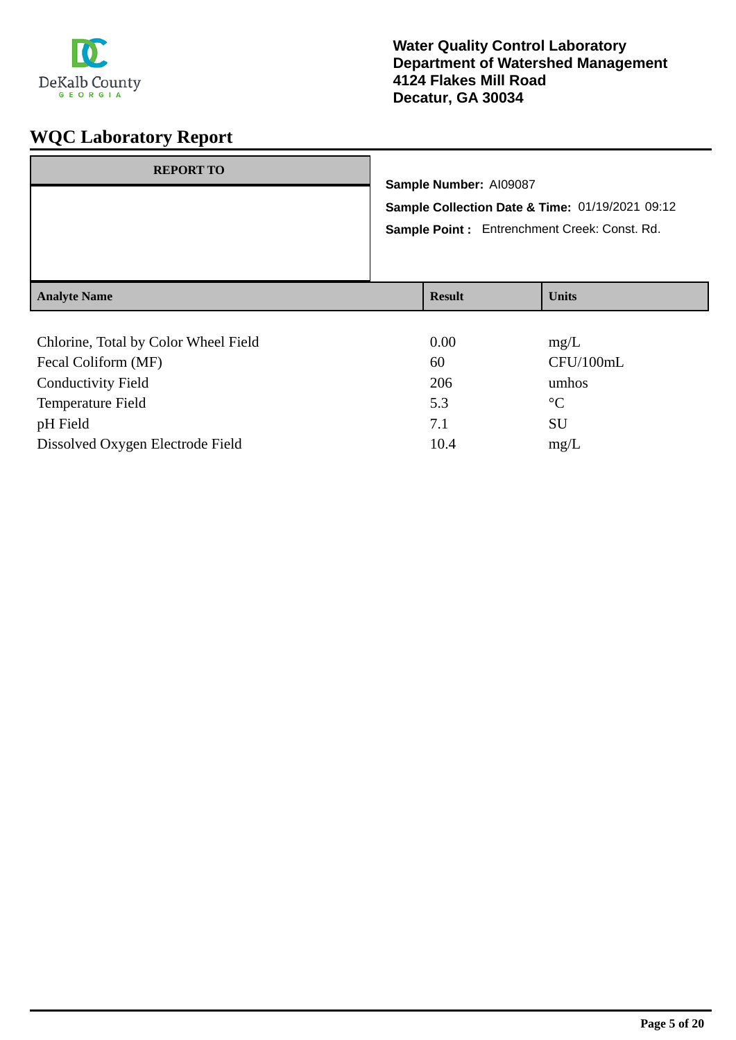**Water Quality Control Laboratory**
**Department of Watershed Management**
**4124 Flakes Mill Road**
**Decatur, GA 30034**

# WQC Laboratory Report

| REPORT TO |
| --- |
| |

**Sample Number:** AI09087

**Sample Collection Date & Time:** 01/19/2021 09:12

**Sample Point :** Entrenchment Creek: Const. Rd.

| Analyte Name | Result | Units |
| --- | --- | --- |
| Chlorine, Total by Color Wheel Field | 0.00 | mg/L |
| Fecal Coliform (MF) | 60 | CFU/100mL |
| Conductivity Field | 206 | umhos |
| Temperature Field | 5.3 | °C |
| pH Field | 7.1 | SU |
| Dissolved Oxygen Electrode Field | 10.4 | mg/L |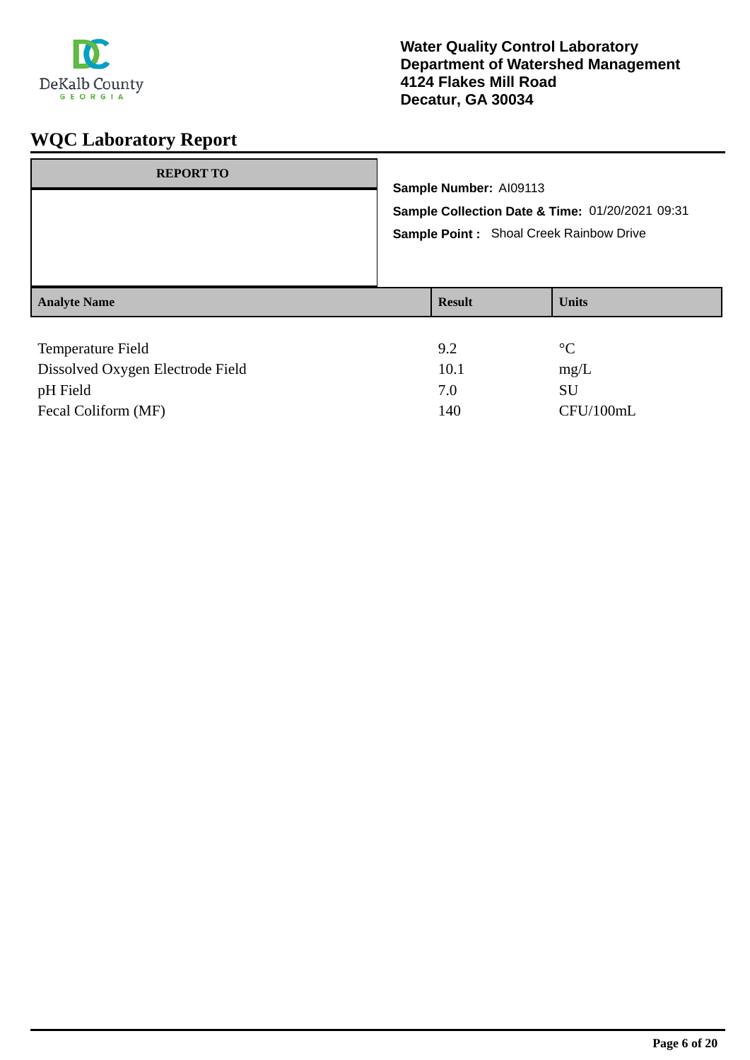**Water Quality Control Laboratory**
**Department of Watershed Management**
**4124 Flakes Mill Road**
**Decatur, GA 30034**

# WQC Laboratory Report

| REPORT TO |
| --- |
| |

**Sample Number:** AI09113

**Sample Collection Date & Time:** 01/20/2021 09:31

**Sample Point :** Shoal Creek Rainbow Drive

| Analyte Name | Result | Units |
| --- | --- | --- |
| Temperature Field | 9.2 | °C |
| Dissolved Oxygen Electrode Field | 10.1 | mg/L |
| pH Field | 7.0 | SU |
| Fecal Coliform (MF) | 140 | CFU/100mL |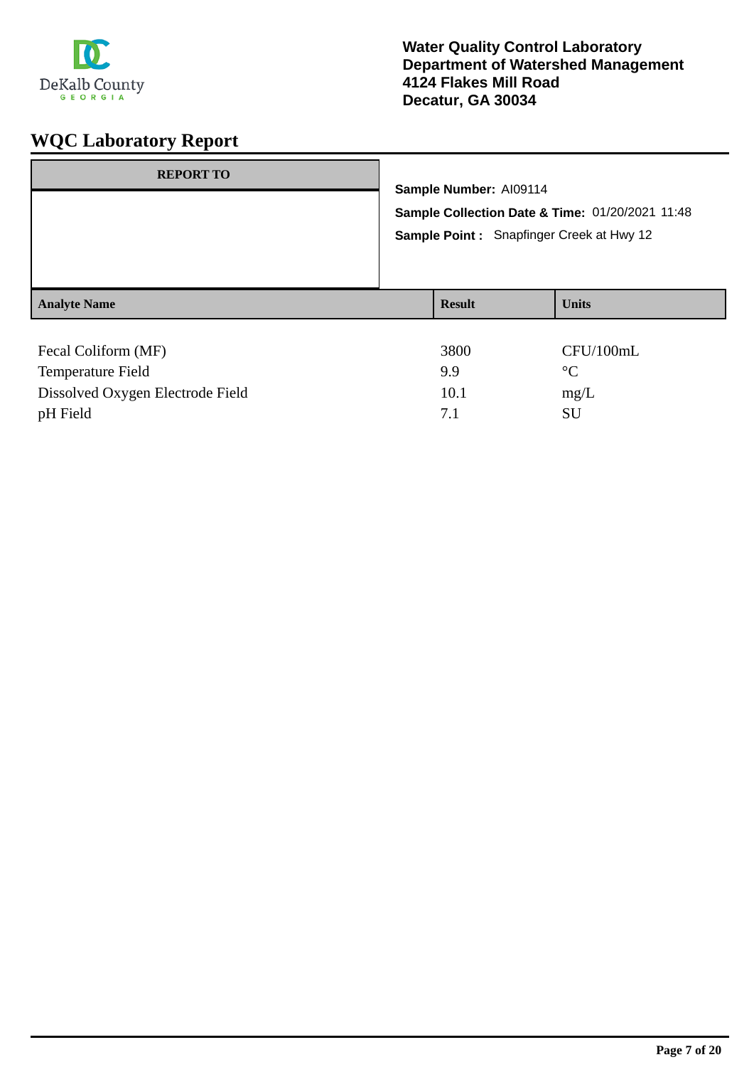**Water Quality Control Laboratory**
**Department of Watershed Management**
**4124 Flakes Mill Road**
**Decatur, GA 30034**

# WQC Laboratory Report

| REPORT TO |
| --- |
| |

**Sample Number:** AI09114

**Sample Collection Date & Time:** 01/20/2021 11:48

**Sample Point :** Snapfinger Creek at Hwy 12

| Analyte Name | Result | Units |
| --- | --- | --- |
| Fecal Coliform (MF) | 3800 | CFU/100mL |
| Temperature Field | 9.9 | °C |
| Dissolved Oxygen Electrode Field | 10.1 | mg/L |
| pH Field | 7.1 | SU |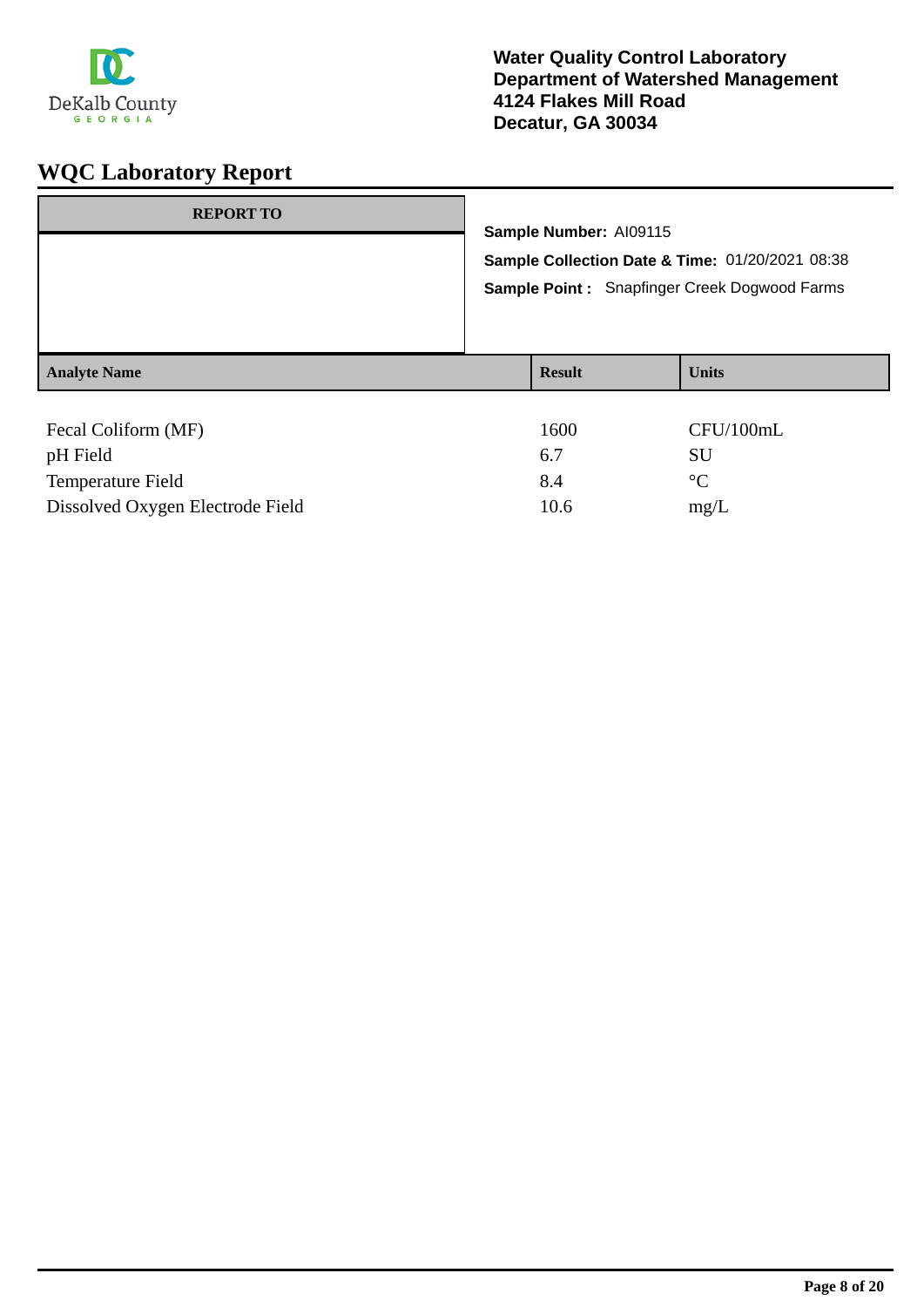DeKalb County
GEORGIA

**Water Quality Control Laboratory**
**Department of Watershed Management**
**4124 Flakes Mill Road**
**Decatur, GA 30034**

# WQC Laboratory Report

| REPORT TO |
|---|
| |

**Sample Number:** AI09115

**Sample Collection Date & Time:** 01/20/2021 08:38

**Sample Point :** Snapfinger Creek Dogwood Farms

| Analyte Name | Result | Units |
|---|---|---|
| Fecal Coliform (MF) | 1600 | CFU/100mL |
| pH Field | 6.7 | SU |
| Temperature Field | 8.4 | °C |
| Dissolved Oxygen Electrode Field | 10.6 | mg/L |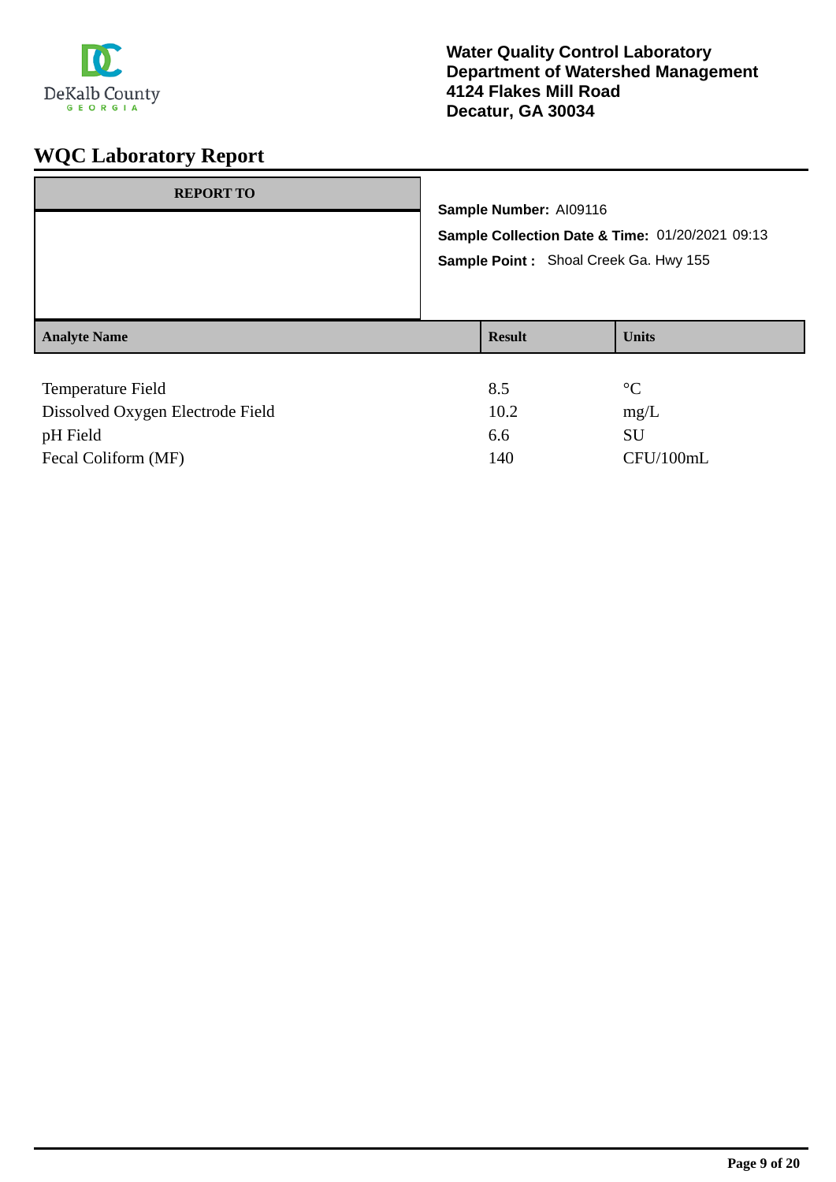**Water Quality Control Laboratory**
**Department of Watershed Management**
**4124 Flakes Mill Road**
**Decatur, GA 30034**

# WQC Laboratory Report

| REPORT TO |
| --- |
| |

**Sample Number:** AI09116

**Sample Collection Date & Time:** 01/20/2021 09:13

**Sample Point :** Shoal Creek Ga. Hwy 155

| Analyte Name | Result | Units |
| --- | --- | --- |
| Temperature Field | 8.5 | °C |
| Dissolved Oxygen Electrode Field | 10.2 | mg/L |
| pH Field | 6.6 | SU |
| Fecal Coliform (MF) | 140 | CFU/100mL |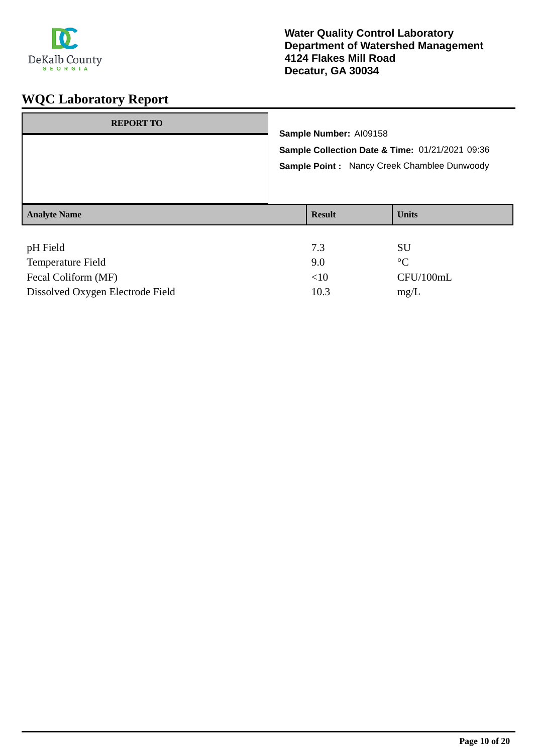**Water Quality Control Laboratory**
**Department of Watershed Management**
**4124 Flakes Mill Road**
**Decatur, GA 30034**

# WQC Laboratory Report

| REPORT TO |
|---|
| |

**Sample Number:** AI09158

**Sample Collection Date & Time:** 01/21/2021 09:36

**Sample Point :** Nancy Creek Chamblee Dunwoody

| Analyte Name | Result | Units |
|---|---|---|
| pH Field | 7.3 | SU |
| Temperature Field | 9.0 | °C |
| Fecal Coliform (MF) | <10 | CFU/100mL |
| Dissolved Oxygen Electrode Field | 10.3 | mg/L |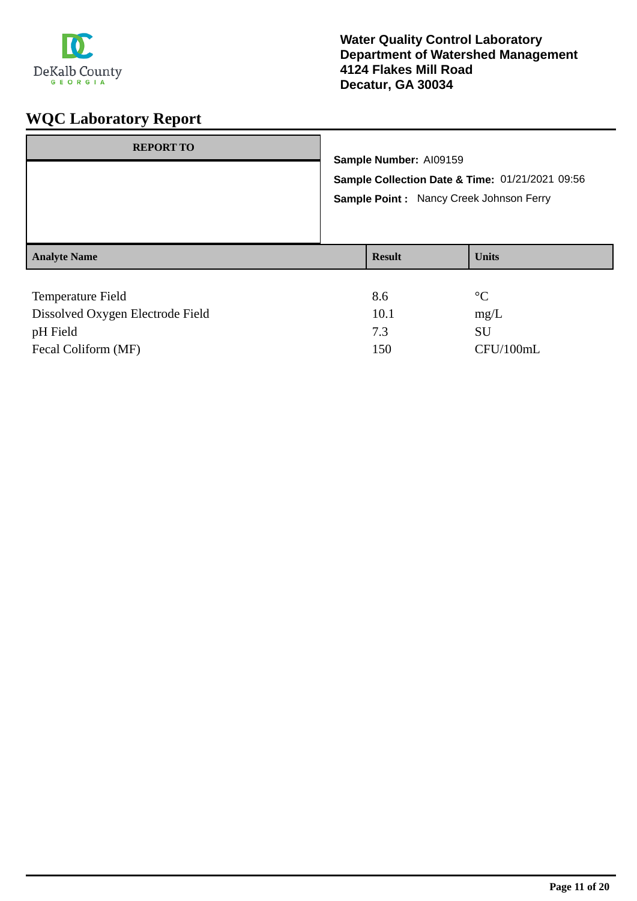**Water Quality Control Laboratory**
**Department of Watershed Management**
**4124 Flakes Mill Road**
**Decatur, GA 30034**

# WQC Laboratory Report

| REPORT TO |
|---|
| |

**Sample Number:** AI09159

**Sample Collection Date & Time:** 01/21/2021 09:56

**Sample Point :** Nancy Creek Johnson Ferry

| Analyte Name | Result | Units |
|---|---|---|
| Temperature Field | 8.6 | °C |
| Dissolved Oxygen Electrode Field | 10.1 | mg/L |
| pH Field | 7.3 | SU |
| Fecal Coliform (MF) | 150 | CFU/100mL |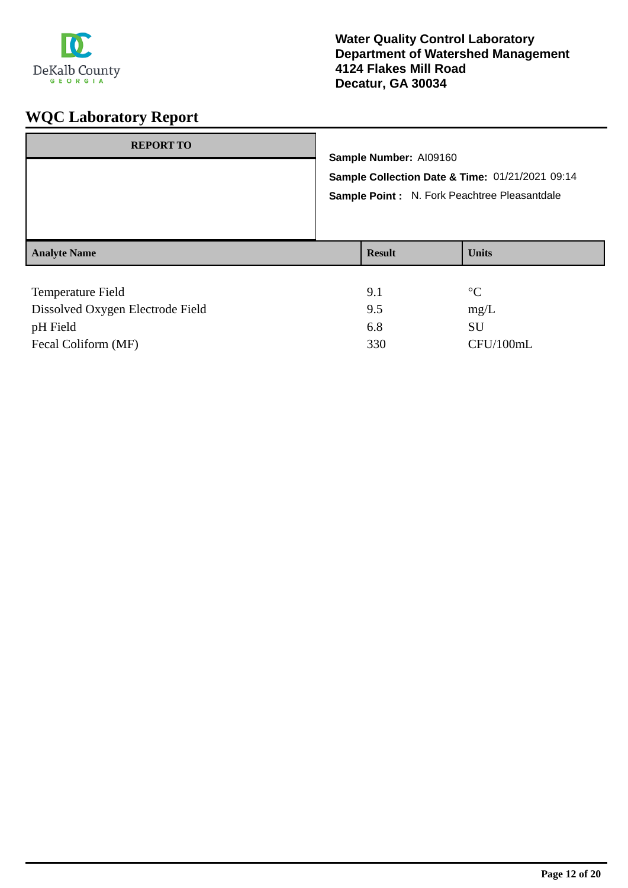Water Quality Control Laboratory
Department of Watershed Management
4124 Flakes Mill Road
Decatur, GA 30034

# WQC Laboratory Report

| REPORT TO |
| --- |
| |

**Sample Number:** AI09160

**Sample Collection Date & Time:** 01/21/2021 09:14

**Sample Point :** N. Fork Peachtree Pleasantdale

| Analyte Name | Result | Units |
| --- | --- | --- |
| Temperature Field | 9.1 | °C |
| Dissolved Oxygen Electrode Field | 9.5 | mg/L |
| pH Field | 6.8 | SU |
| Fecal Coliform (MF) | 330 | CFU/100mL |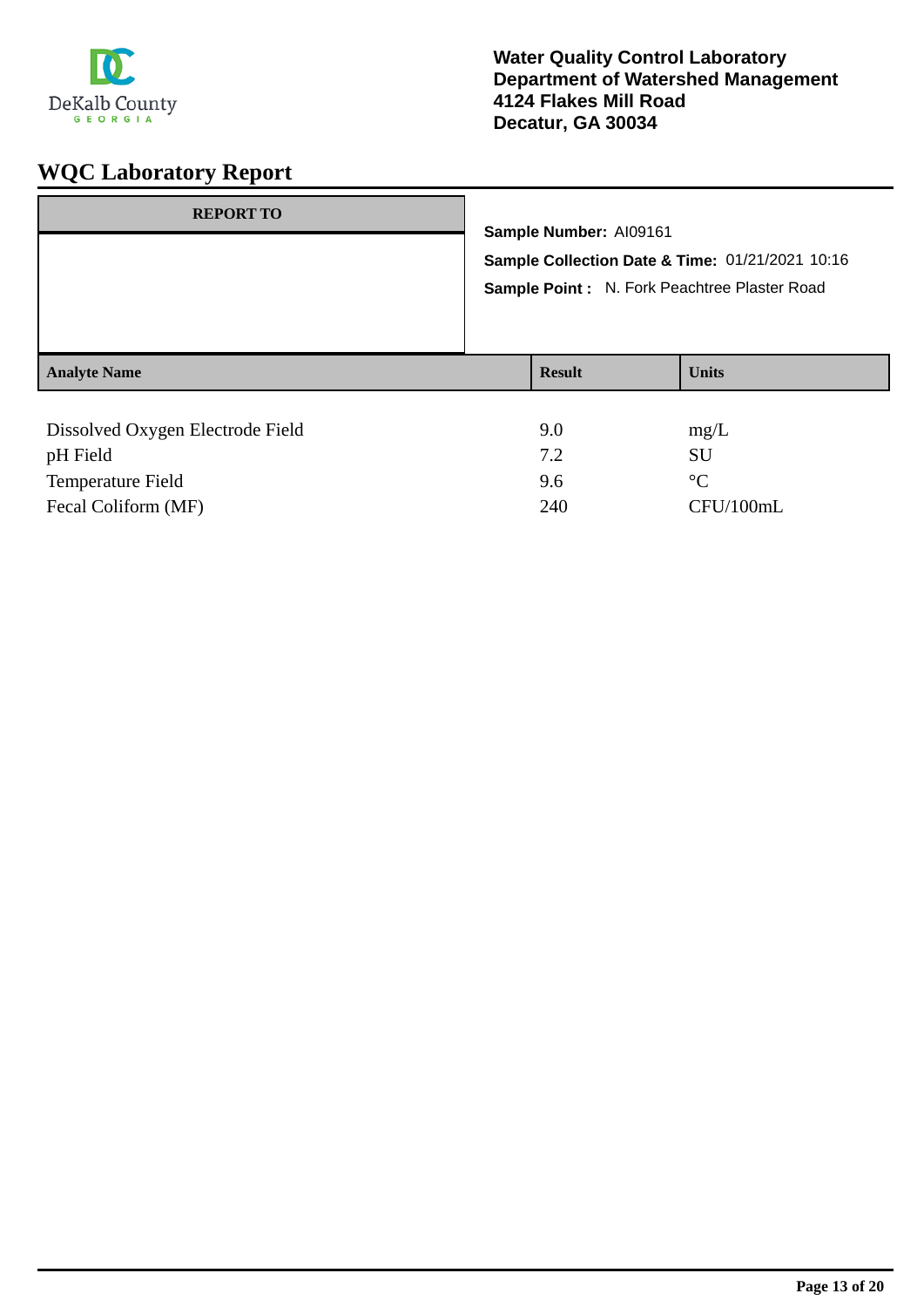**Water Quality Control Laboratory**
**Department of Watershed Management**
**4124 Flakes Mill Road**
**Decatur, GA 30034**

# WQC Laboratory Report

| REPORT TO |
|---|
| |

**Sample Number:** AI09161

**Sample Collection Date & Time:** 01/21/2021 10:16

**Sample Point :** N. Fork Peachtree Plaster Road

| Analyte Name | Result | Units |
|---|---|---|
| Dissolved Oxygen Electrode Field | 9.0 | mg/L |
| pH Field | 7.2 | SU |
| Temperature Field | 9.6 | °C |
| Fecal Coliform (MF) | 240 | CFU/100mL |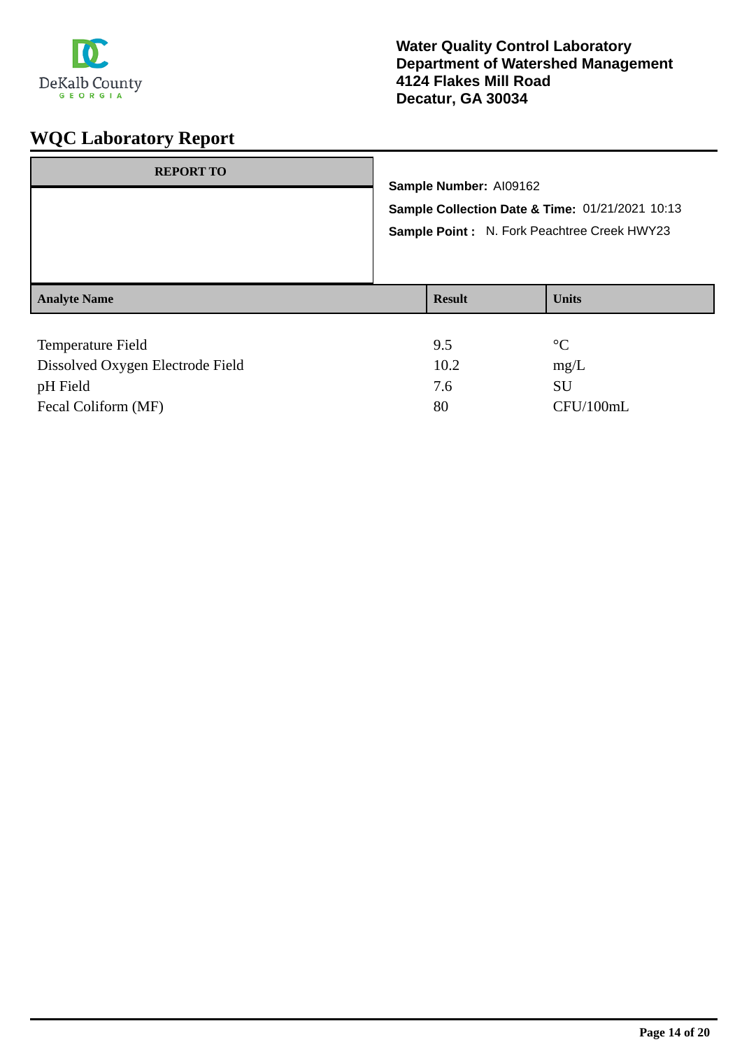**Water Quality Control Laboratory**
**Department of Watershed Management**
**4124 Flakes Mill Road**
**Decatur, GA 30034**

# WQC Laboratory Report

| REPORT TO |
|---|
| |

**Sample Number:** AI09162

**Sample Collection Date & Time:** 01/21/2021 10:13

**Sample Point :** N. Fork Peachtree Creek HWY23

| Analyte Name | Result | Units |
|---|---|---|
| Temperature Field | 9.5 | °C |
| Dissolved Oxygen Electrode Field | 10.2 | mg/L |
| pH Field | 7.6 | SU |
| Fecal Coliform (MF) | 80 | CFU/100mL |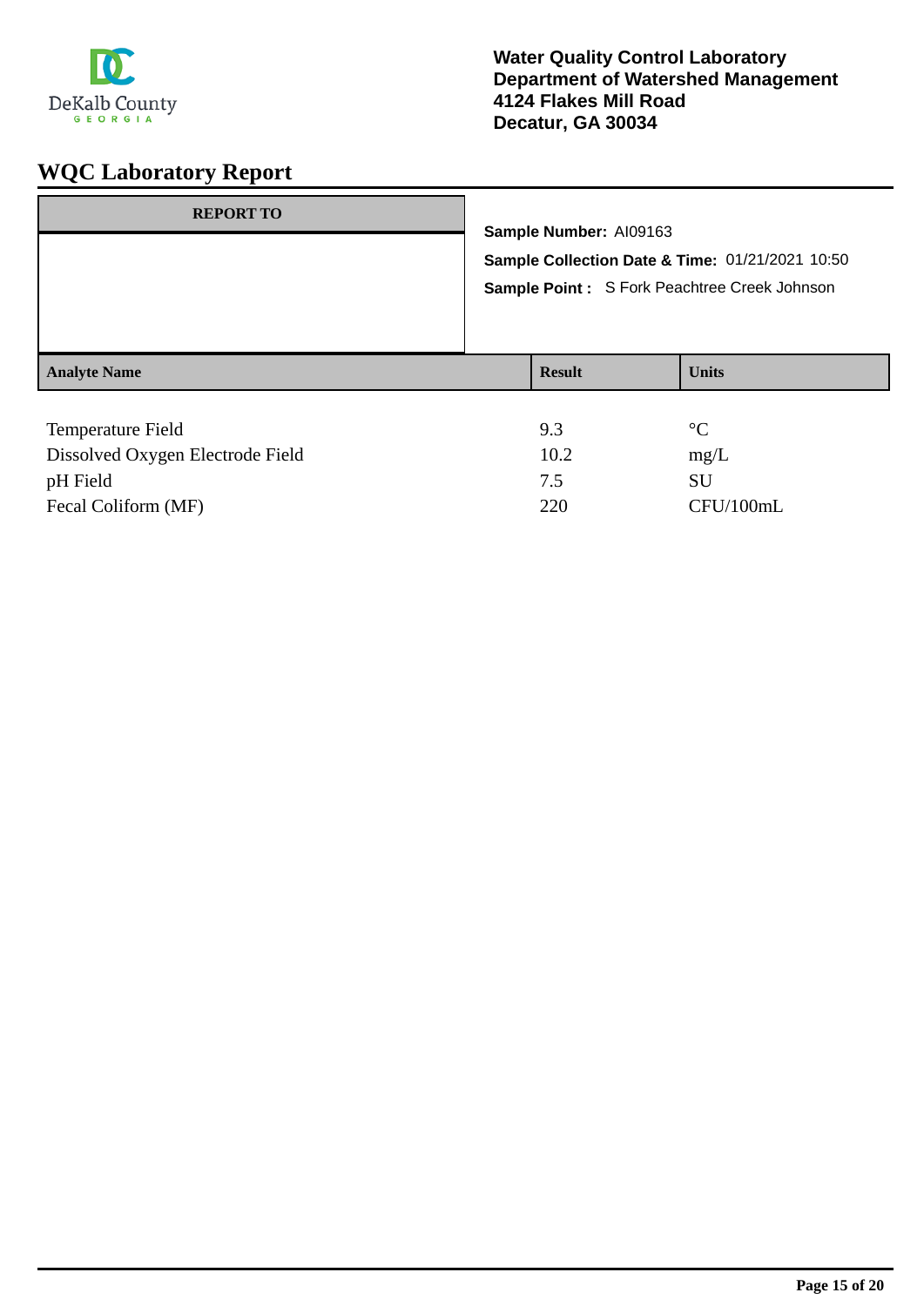**Water Quality Control Laboratory**
**Department of Watershed Management**
**4124 Flakes Mill Road**
**Decatur, GA 30034**

# WQC Laboratory Report

| REPORT TO |
|---|
| |

**Sample Number:** AI09163

**Sample Collection Date & Time:** 01/21/2021 10:50

**Sample Point :** S Fork Peachtree Creek Johnson

| Analyte Name | Result | Units |
|---|---|---|
| Temperature Field | 9.3 | °C |
| Dissolved Oxygen Electrode Field | 10.2 | mg/L |
| pH Field | 7.5 | SU |
| Fecal Coliform (MF) | 220 | CFU/100mL |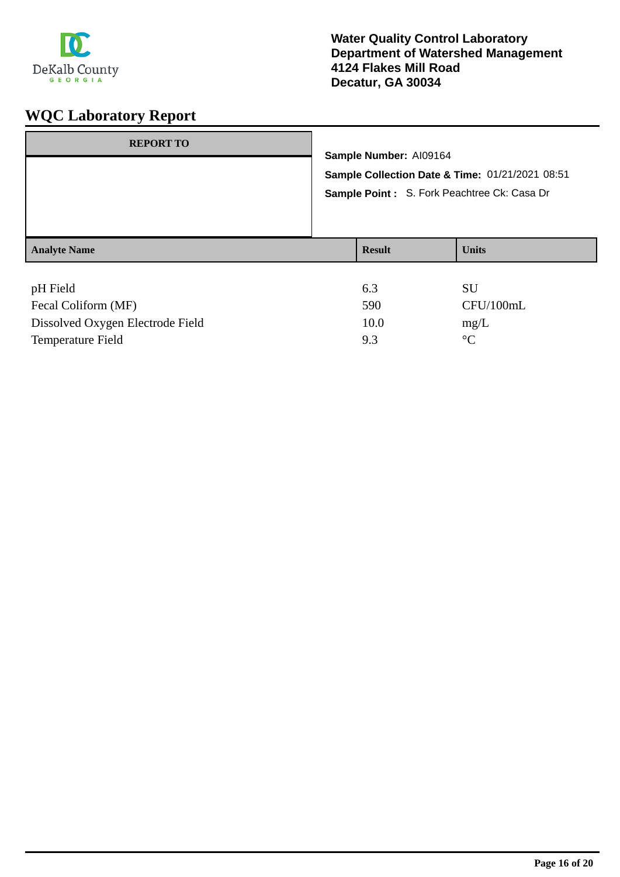**Water Quality Control Laboratory**
**Department of Watershed Management**
**4124 Flakes Mill Road**
**Decatur, GA 30034**

# WQC Laboratory Report

| REPORT TO |
|---|
| |

**Sample Number:** AI09164

**Sample Collection Date & Time:** 01/21/2021 08:51

**Sample Point :** S. Fork Peachtree Ck: Casa Dr

| Analyte Name | Result | Units |
|---|---|---|
| pH Field | 6.3 | SU |
| Fecal Coliform (MF) | 590 | CFU/100mL |
| Dissolved Oxygen Electrode Field | 10.0 | mg/L |
| Temperature Field | 9.3 | °C |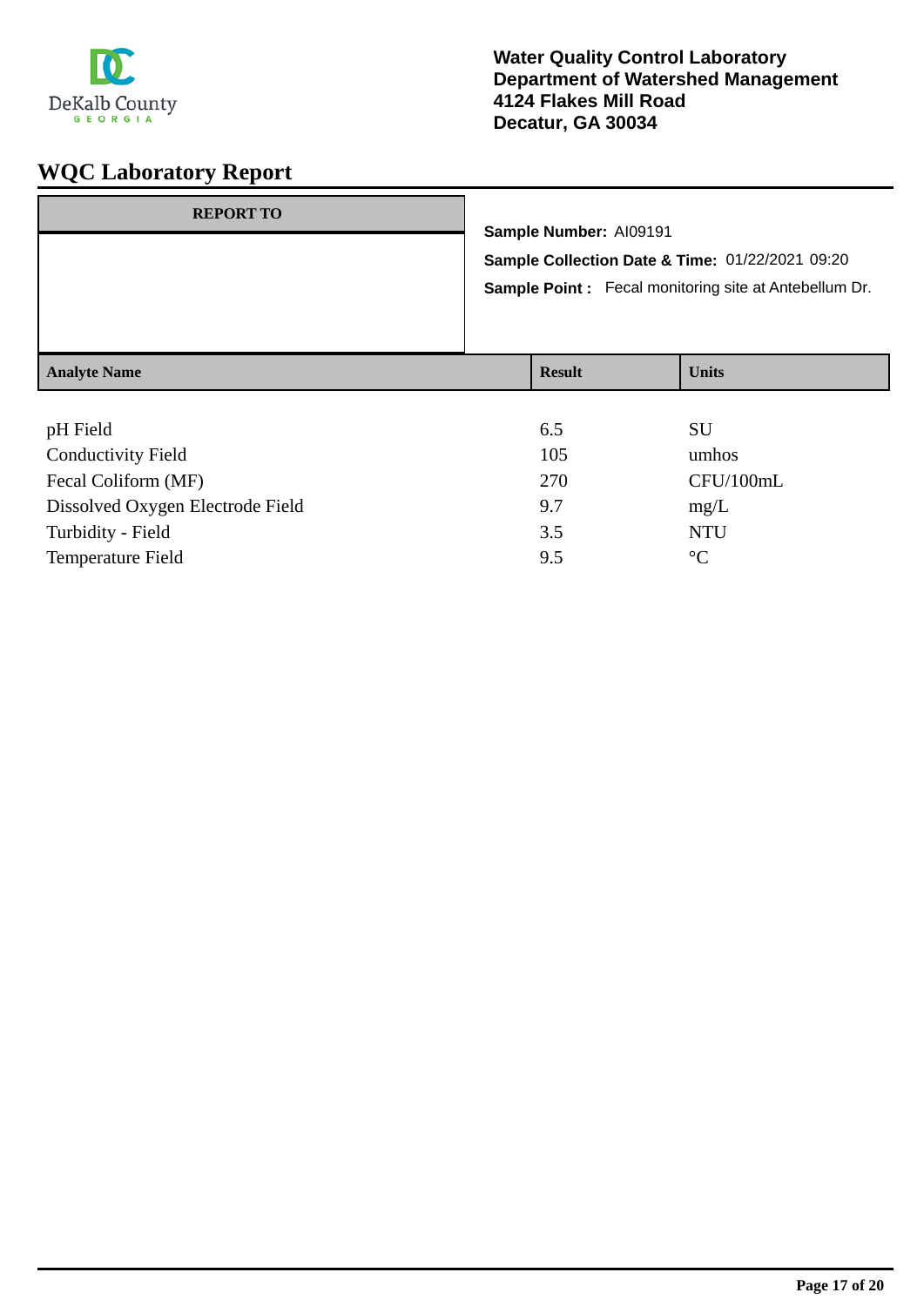DeKalb County
GEORGIA

**Water Quality Control Laboratory**
**Department of Watershed Management**
**4124 Flakes Mill Road**
**Decatur, GA 30034**

# WQC Laboratory Report

| REPORT TO |
|---|
| |

**Sample Number:** AI09191

**Sample Collection Date & Time:** 01/22/2021 09:20

**Sample Point :** Fecal monitoring site at Antebellum Dr.

| Analyte Name | Result | Units |
|---|---|---|
| pH Field | 6.5 | SU |
| Conductivity Field | 105 | umhos |
| Fecal Coliform (MF) | 270 | CFU/100mL |
| Dissolved Oxygen Electrode Field | 9.7 | mg/L |
| Turbidity - Field | 3.5 | NTU |
| Temperature Field | 9.5 | °C |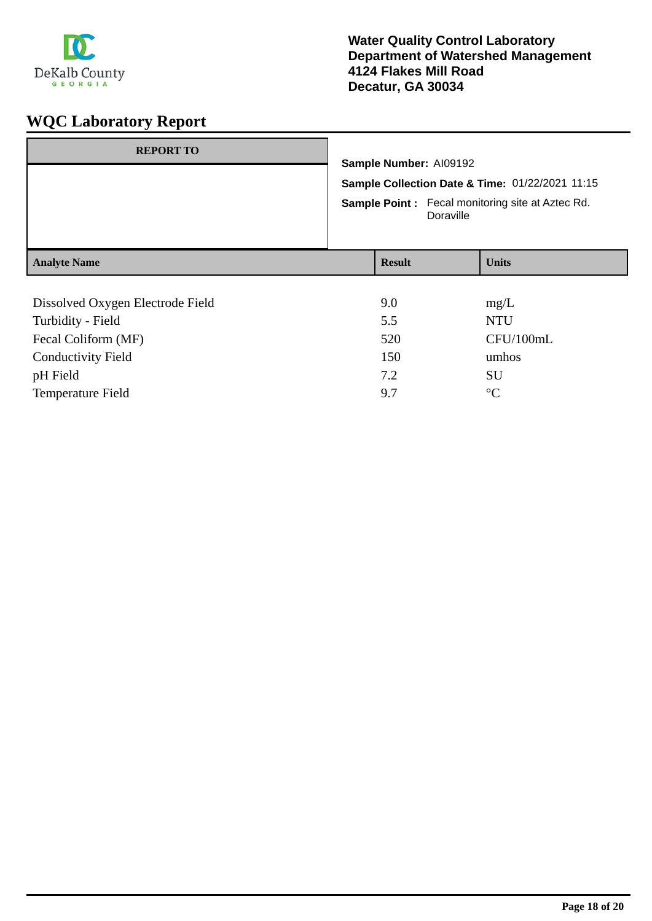**Water Quality Control Laboratory**
**Department of Watershed Management**
**4124 Flakes Mill Road**
**Decatur, GA 30034**

# WQC Laboratory Report

| REPORT TO |
|---|
| |

**Sample Number:** AI09192

**Sample Collection Date & Time:** 01/22/2021 11:15

**Sample Point :** Fecal monitoring site at Aztec Rd. Doraville

| Analyte Name | Result | Units |
|---|---|---|
| Dissolved Oxygen Electrode Field | 9.0 | mg/L |
| Turbidity - Field | 5.5 | NTU |
| Fecal Coliform (MF) | 520 | CFU/100mL |
| Conductivity Field | 150 | umhos |
| pH Field | 7.2 | SU |
| Temperature Field | 9.7 | °C |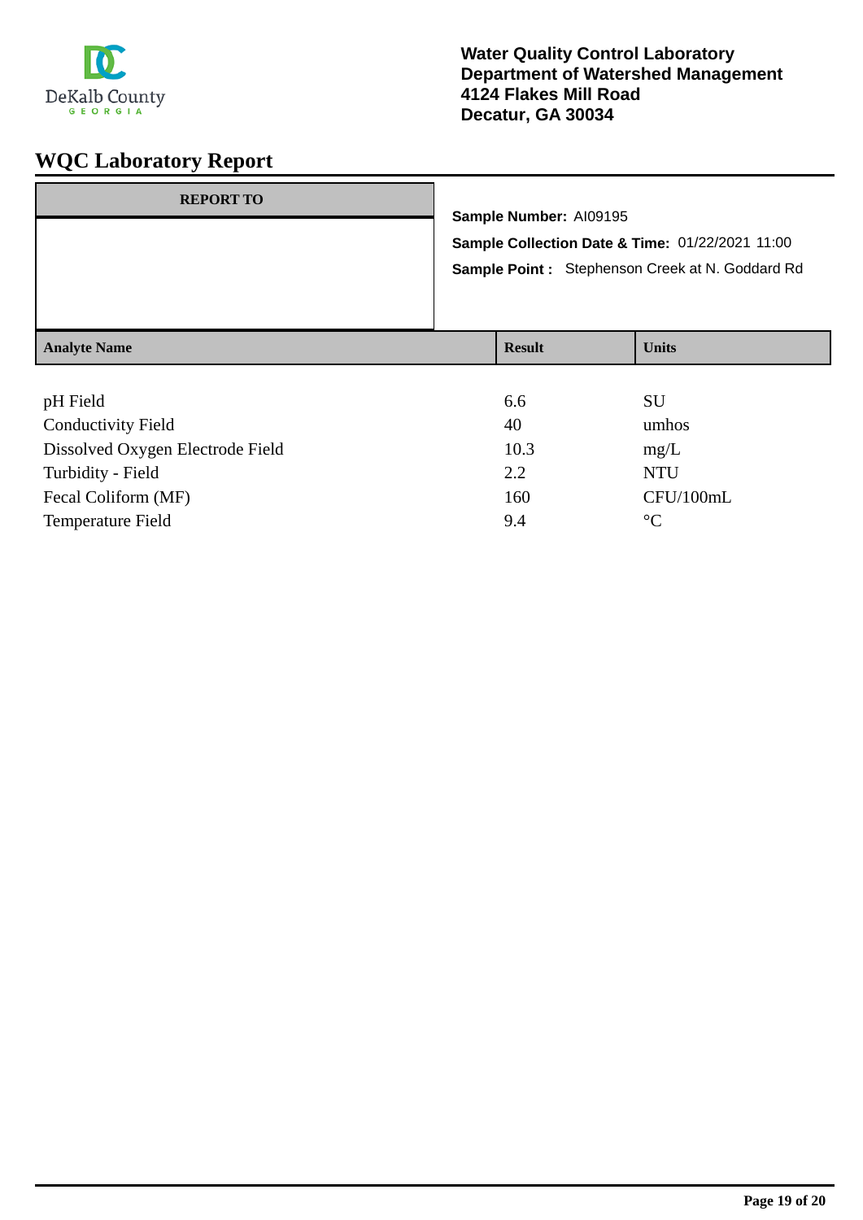DeKalb County GEORGIA

**Water Quality Control Laboratory**
**Department of Watershed Management**
**4124 Flakes Mill Road**
**Decatur, GA 30034**

# WQC Laboratory Report

| REPORT TO |
|---|
| |

**Sample Number:** AI09195

**Sample Collection Date & Time:** 01/22/2021 11:00

**Sample Point :** Stephenson Creek at N. Goddard Rd

| Analyte Name | Result | Units |
|---|---|---|
| pH Field | 6.6 | SU |
| Conductivity Field | 40 | umhos |
| Dissolved Oxygen Electrode Field | 10.3 | mg/L |
| Turbidity - Field | 2.2 | NTU |
| Fecal Coliform (MF) | 160 | CFU/100mL |
| Temperature Field | 9.4 | °C |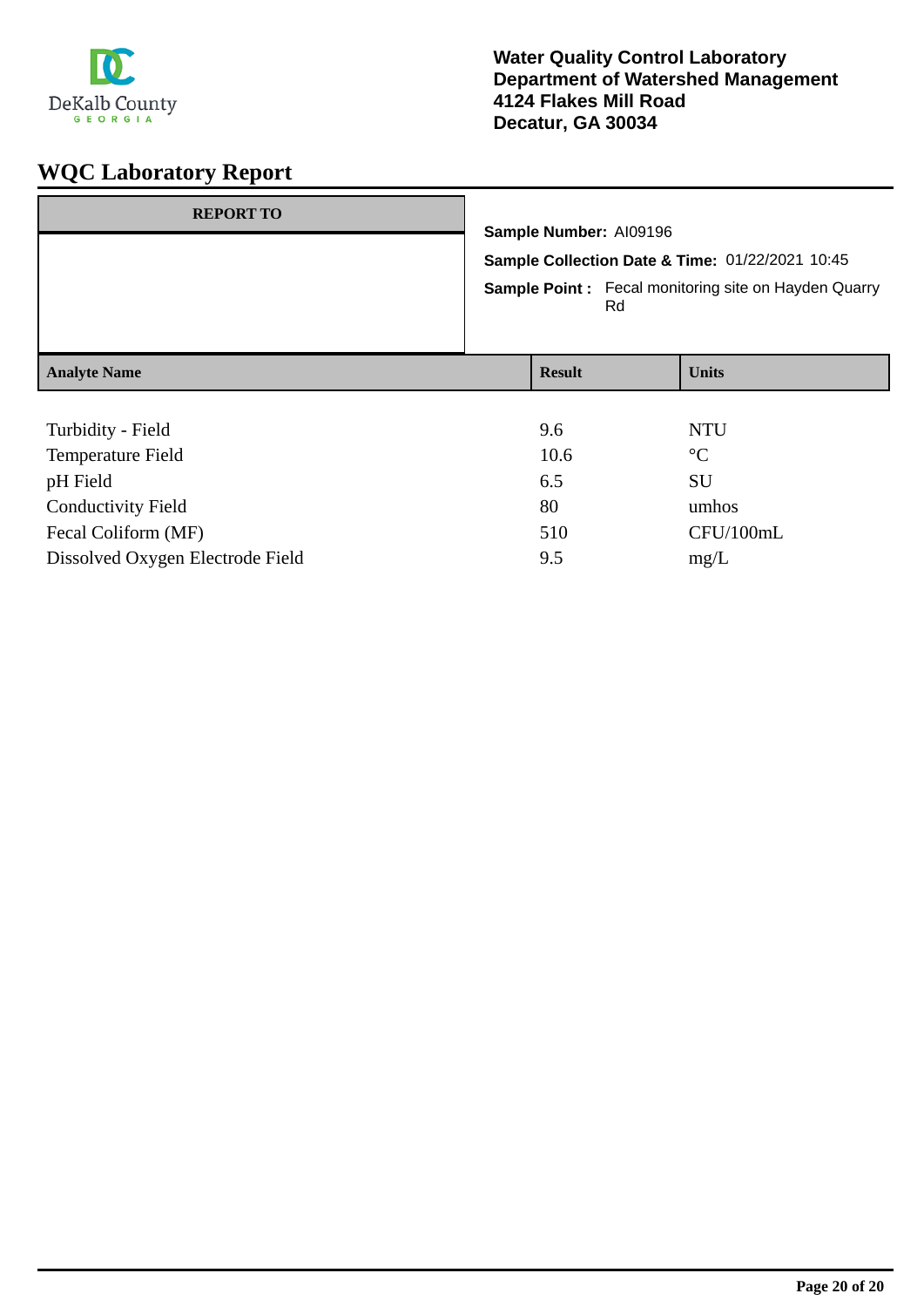**Water Quality Control Laboratory**
**Department of Watershed Management**
**4124 Flakes Mill Road**
**Decatur, GA 30034**

# WQC Laboratory Report

| REPORT TO | |
|---|---|
| | **Sample Number:** AI09196<br>**Sample Collection Date & Time:** 01/22/2021 10:45<br>**Sample Point :** Fecal monitoring site on Hayden Quarry Rd |

| Analyte Name | Result | Units |
|---|---|---|
| Turbidity - Field | 9.6 | NTU |
| Temperature Field | 10.6 | °C |
| pH Field | 6.5 | SU |
| Conductivity Field | 80 | umhos |
| Fecal Coliform (MF) | 510 | CFU/100mL |
| Dissolved Oxygen Electrode Field | 9.5 | mg/L |